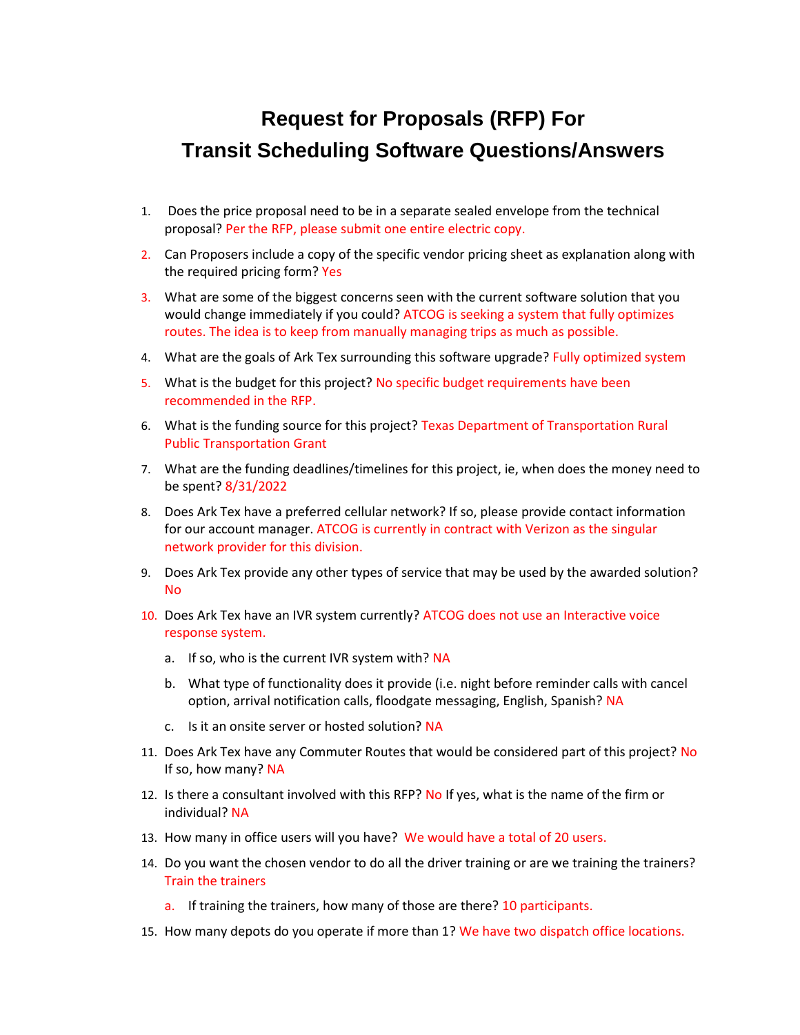# Request for Proposals (RFP) For
# Transit Scheduling Software Questions/Answers

1. Does the price proposal need to be in a separate sealed envelope from the technical proposal? Per the RFP, please submit one entire electric copy.
2. Can Proposers include a copy of the specific vendor pricing sheet as explanation along with the required pricing form? Yes
3. What are some of the biggest concerns seen with the current software solution that you would change immediately if you could? ATCOG is seeking a system that fully optimizes routes. The idea is to keep from manually managing trips as much as possible.
4. What are the goals of Ark Tex surrounding this software upgrade? Fully optimized system
5. What is the budget for this project? No specific budget requirements have been recommended in the RFP.
6. What is the funding source for this project? Texas Department of Transportation Rural Public Transportation Grant
7. What are the funding deadlines/timelines for this project, ie, when does the money need to be spent? 8/31/2022
8. Does Ark Tex have a preferred cellular network? If so, please provide contact information for our account manager. ATCOG is currently in contract with Verizon as the singular network provider for this division.
9. Does Ark Tex provide any other types of service that may be used by the awarded solution? No
10. Does Ark Tex have an IVR system currently? ATCOG does not use an Interactive voice response system.
    a. If so, who is the current IVR system with? NA
    b. What type of functionality does it provide (i.e. night before reminder calls with cancel option, arrival notification calls, floodgate messaging, English, Spanish? NA
    c. Is it an onsite server or hosted solution? NA
11. Does Ark Tex have any Commuter Routes that would be considered part of this project? No If so, how many? NA
12. Is there a consultant involved with this RFP? No If yes, what is the name of the firm or individual? NA
13. How many in office users will you have? We would have a total of 20 users.
14. Do you want the chosen vendor to do all the driver training or are we training the trainers? Train the trainers
    a. If training the trainers, how many of those are there? 10 participants.
15. How many depots do you operate if more than 1? We have two dispatch office locations.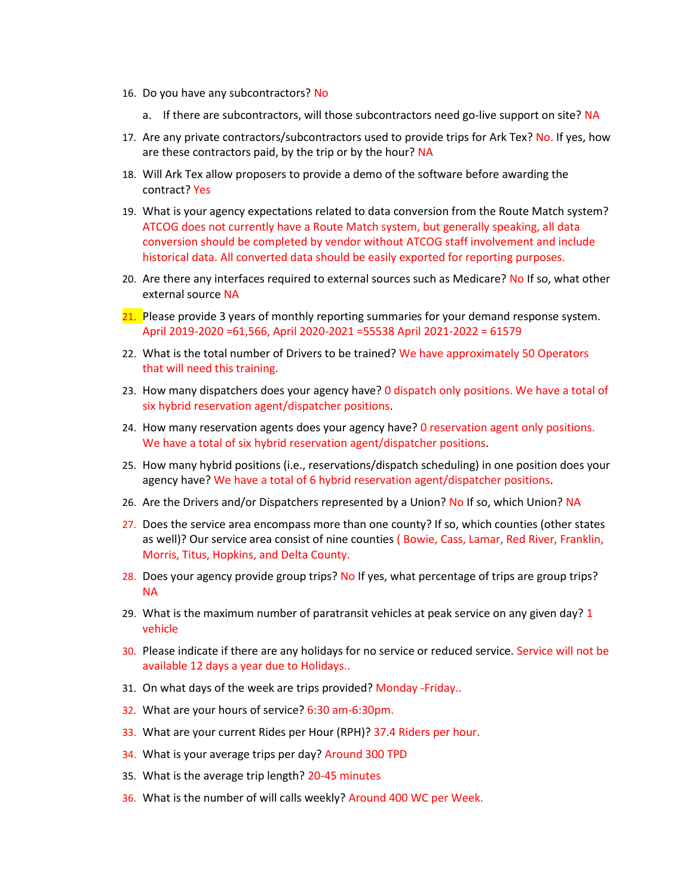16. Do you have any subcontractors? No
    a. If there are subcontractors, will those subcontractors need go-live support on site? NA
17. Are any private contractors/subcontractors used to provide trips for Ark Tex? No. If yes, how are these contractors paid, by the trip or by the hour? NA
18. Will Ark Tex allow proposers to provide a demo of the software before awarding the contract? Yes
19. What is your agency expectations related to data conversion from the Route Match system? ATCOG does not currently have a Route Match system, but generally speaking, all data conversion should be completed by vendor without ATCOG staff involvement and include historical data. All converted data should be easily exported for reporting purposes.
20. Are there any interfaces required to external sources such as Medicare? No If so, what other external source NA
21. Please provide 3 years of monthly reporting summaries for your demand response system. April 2019-2020 =61,566, April 2020-2021 =55538 April 2021-2022 = 61579
22. What is the total number of Drivers to be trained? We have approximately 50 Operators that will need this training.
23. How many dispatchers does your agency have? 0 dispatch only positions. We have a total of six hybrid reservation agent/dispatcher positions.
24. How many reservation agents does your agency have? 0 reservation agent only positions. We have a total of six hybrid reservation agent/dispatcher positions.
25. How many hybrid positions (i.e., reservations/dispatch scheduling) in one position does your agency have? We have a total of 6 hybrid reservation agent/dispatcher positions.
26. Are the Drivers and/or Dispatchers represented by a Union? No If so, which Union? NA
27. Does the service area encompass more than one county? If so, which counties (other states as well)? Our service area consist of nine counties ( Bowie, Cass, Lamar, Red River, Franklin, Morris, Titus, Hopkins, and Delta County.
28. Does your agency provide group trips? No If yes, what percentage of trips are group trips? NA
29. What is the maximum number of paratransit vehicles at peak service on any given day? 1 vehicle
30. Please indicate if there are any holidays for no service or reduced service. Service will not be available 12 days a year due to Holidays..
31. On what days of the week are trips provided? Monday -Friday..
32. What are your hours of service? 6:30 am-6:30pm.
33. What are your current Rides per Hour (RPH)? 37.4 Riders per hour.
34. What is your average trips per day? Around 300 TPD
35. What is the average trip length? 20-45 minutes
36. What is the number of will calls weekly? Around 400 WC per Week.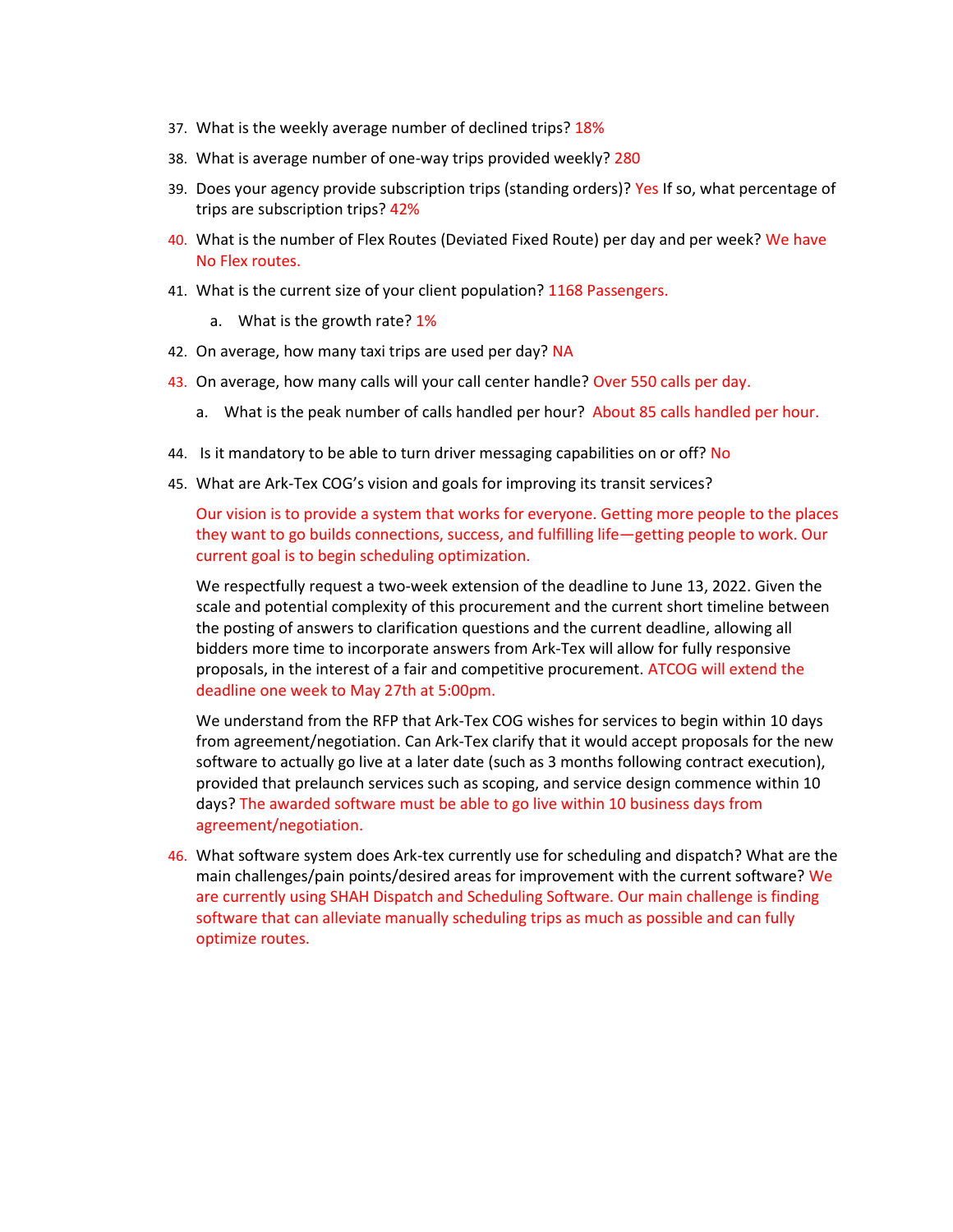37. What is the weekly average number of declined trips? 18%
38. What is average number of one-way trips provided weekly? 280
39. Does your agency provide subscription trips (standing orders)? Yes If so, what percentage of trips are subscription trips? 42%
40. What is the number of Flex Routes (Deviated Fixed Route) per day and per week? We have No Flex routes.
41. What is the current size of your client population? 1168 Passengers.
    a. What is the growth rate? 1%
42. On average, how many taxi trips are used per day? NA
43. On average, how many calls will your call center handle? Over 550 calls per day.
    a. What is the peak number of calls handled per hour? About 85 calls handled per hour.
44. Is it mandatory to be able to turn driver messaging capabilities on or off? No
45. What are Ark-Tex COG's vision and goals for improving its transit services?

    Our vision is to provide a system that works for everyone. Getting more people to the places they want to go builds connections, success, and fulfilling life—getting people to work. Our current goal is to begin scheduling optimization.

    We respectfully request a two-week extension of the deadline to June 13, 2022. Given the scale and potential complexity of this procurement and the current short timeline between the posting of answers to clarification questions and the current deadline, allowing all bidders more time to incorporate answers from Ark-Tex will allow for fully responsive proposals, in the interest of a fair and competitive procurement. ATCOG will extend the deadline one week to May 27th at 5:00pm.

    We understand from the RFP that Ark-Tex COG wishes for services to begin within 10 days from agreement/negotiation. Can Ark-Tex clarify that it would accept proposals for the new software to actually go live at a later date (such as 3 months following contract execution), provided that prelaunch services such as scoping, and service design commence within 10 days? The awarded software must be able to go live within 10 business days from agreement/negotiation.

46. What software system does Ark-tex currently use for scheduling and dispatch? What are the main challenges/pain points/desired areas for improvement with the current software? We are currently using SHAH Dispatch and Scheduling Software. Our main challenge is finding software that can alleviate manually scheduling trips as much as possible and can fully optimize routes.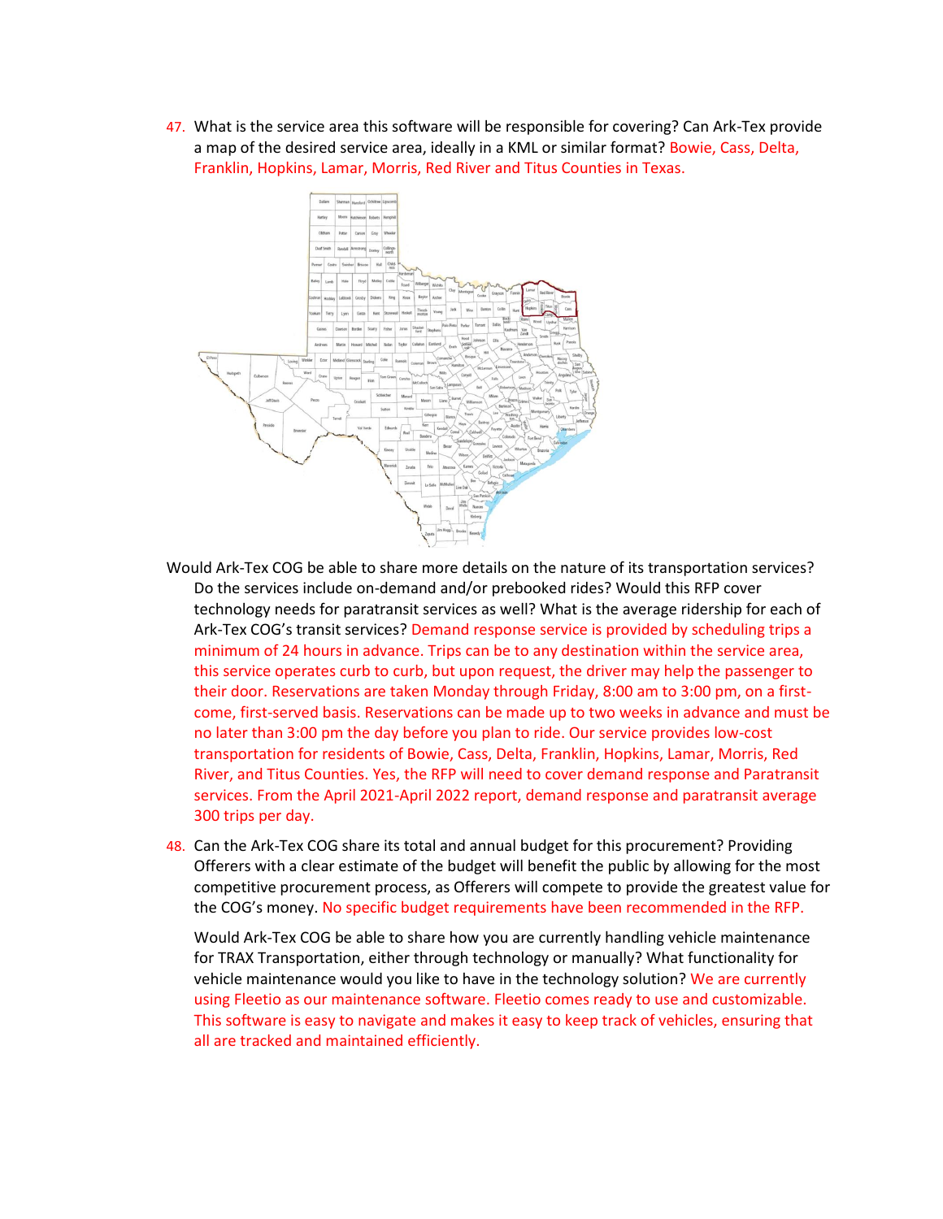47. What is the service area this software will be responsible for covering? Can Ark-Tex provide a map of the desired service area, ideally in a KML or similar format? Bowie, Cass, Delta, Franklin, Hopkins, Lamar, Morris, Red River and Titus Counties in Texas.

Would Ark-Tex COG be able to share more details on the nature of its transportation services? Do the services include on-demand and/or prebooked rides? Would this RFP cover technology needs for paratransit services as well? What is the average ridership for each of Ark-Tex COG's transit services? Demand response service is provided by scheduling trips a minimum of 24 hours in advance. Trips can be to any destination within the service area, this service operates curb to curb, but upon request, the driver may help the passenger to their door. Reservations are taken Monday through Friday, 8:00 am to 3:00 pm, on a first-come, first-served basis. Reservations can be made up to two weeks in advance and must be no later than 3:00 pm the day before you plan to ride. Our service provides low-cost transportation for residents of Bowie, Cass, Delta, Franklin, Hopkins, Lamar, Morris, Red River, and Titus Counties. Yes, the RFP will need to cover demand response and Paratransit services. From the April 2021-April 2022 report, demand response and paratransit average 300 trips per day.

48. Can the Ark-Tex COG share its total and annual budget for this procurement? Providing Offerers with a clear estimate of the budget will benefit the public by allowing for the most competitive procurement process, as Offerers will compete to provide the greatest value for the COG's money. No specific budget requirements have been recommended in the RFP.

Would Ark-Tex COG be able to share how you are currently handling vehicle maintenance for TRAX Transportation, either through technology or manually? What functionality for vehicle maintenance would you like to have in the technology solution? We are currently using Fleetio as our maintenance software. Fleetio comes ready to use and customizable. This software is easy to navigate and makes it easy to keep track of vehicles, ensuring that all are tracked and maintained efficiently.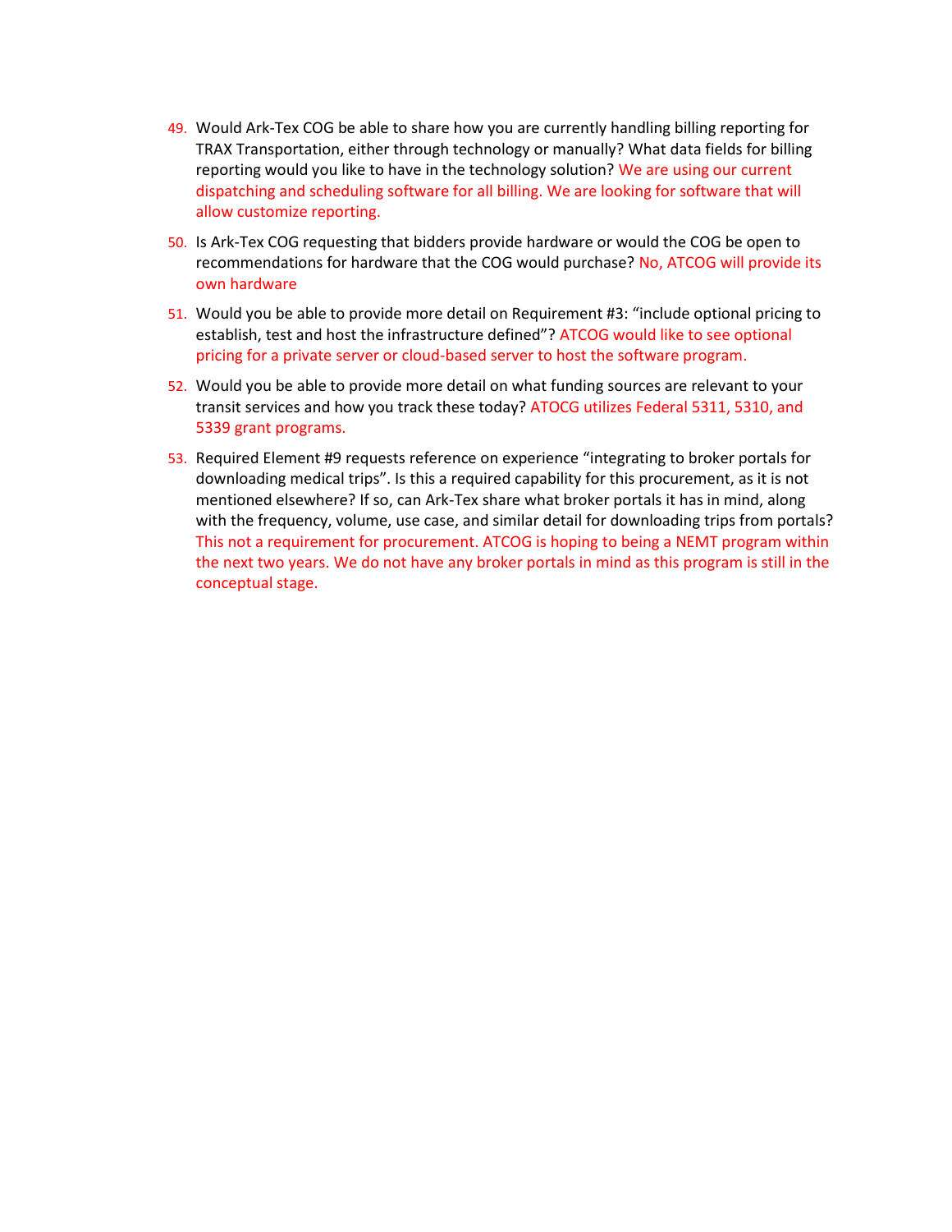49. Would Ark-Tex COG be able to share how you are currently handling billing reporting for TRAX Transportation, either through technology or manually? What data fields for billing reporting would you like to have in the technology solution? We are using our current dispatching and scheduling software for all billing. We are looking for software that will allow customize reporting.

50. Is Ark-Tex COG requesting that bidders provide hardware or would the COG be open to recommendations for hardware that the COG would purchase? No, ATCOG will provide its own hardware

51. Would you be able to provide more detail on Requirement #3: "include optional pricing to establish, test and host the infrastructure defined"? ATCOG would like to see optional pricing for a private server or cloud-based server to host the software program.

52. Would you be able to provide more detail on what funding sources are relevant to your transit services and how you track these today? ATOCG utilizes Federal 5311, 5310, and 5339 grant programs.

53. Required Element #9 requests reference on experience "integrating to broker portals for downloading medical trips". Is this a required capability for this procurement, as it is not mentioned elsewhere? If so, can Ark-Tex share what broker portals it has in mind, along with the frequency, volume, use case, and similar detail for downloading trips from portals? This not a requirement for procurement. ATCOG is hoping to being a NEMT program within the next two years. We do not have any broker portals in mind as this program is still in the conceptual stage.